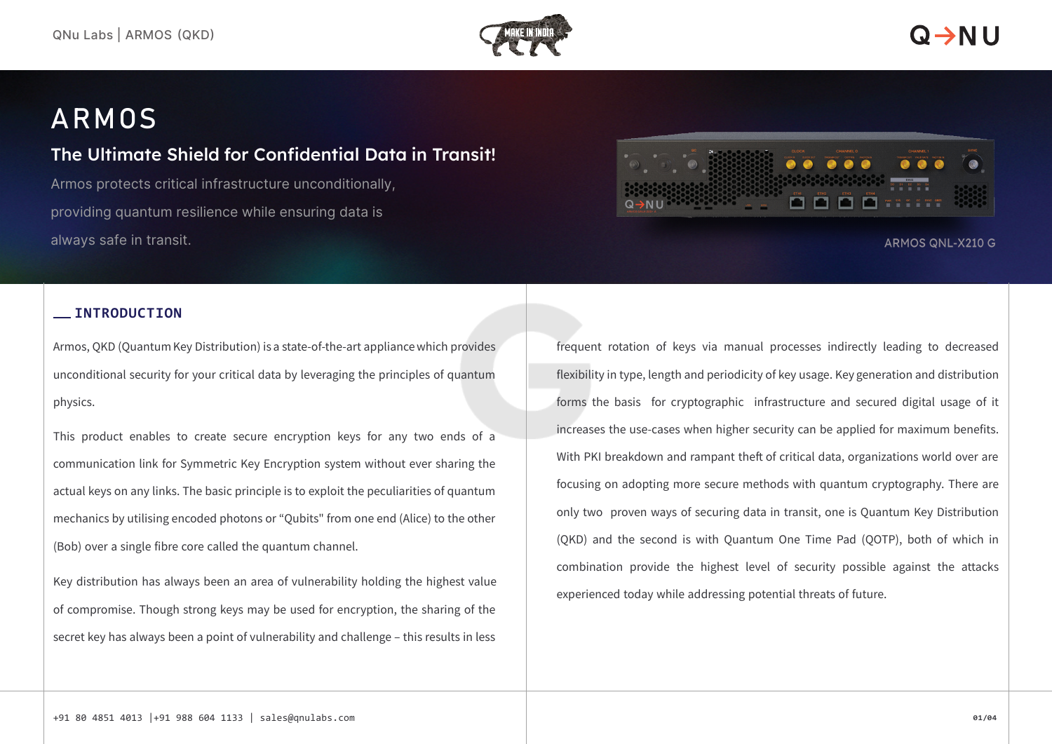# ARMOS

## The Ultimate Shield for Confidential Data in Transit!

Armos protects critical infrastructure unconditionally, providing quantum resilience while ensuring data is always safe in transit.

ARMOS QNL-X210 G

## INTRODUCTION

Armos, QKD (Quantum Key Distribution) is a state-of-the-art appliance which provides unconditional security for your critical data by leveraging the principles of quantum physics.

This product enables to create secure encryption keys for any two ends of a communication link for Symmetric Key Encryption system without ever sharing the actual keys on any links. The basic principle is to exploit the peculiarities of quantum mechanics by utilising encoded photons or “Qubits" from one end (Alice) to the other (Bob) over a single fibre core called the quantum channel.

Key distribution has always been an area of vulnerability holding the highest value of compromise. Though strong keys may be used for encryption, the sharing of the secret key has always been a point of vulnerability and challenge – this results in less frequent rotation of keys via manual processes indirectly leading to decreased flexibility in type, length and periodicity of key usage. Key generation and distribution forms the basis for cryptographic infrastructure and secured digital usage of it increases the use-cases when higher security can be applied for maximum benefits. With PKI breakdown and rampant theft of critical data, organizations world over are focusing on adopting more secure methods with quantum cryptography. There are only two proven ways of securing data in transit, one is Quantum Key Distribution (QKD) and the second is with Quantum One Time Pad (QOTP), both of which in combination provide the highest level of security possible against the attacks experienced today while addressing potential threats of future.

+91 80 4851 4013 |+91 988 604 1133 | sales@qnulabs.com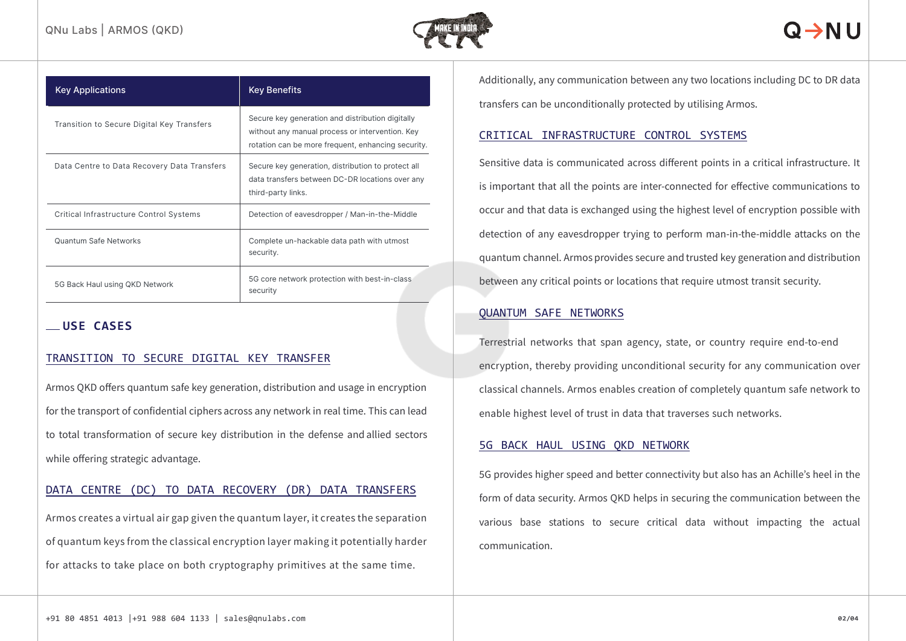| Key Applications | Key Benefits |
|---|---|
| Transition to Secure Digital Key Transfers | Secure key generation and distribution digitally without any manual process or intervention. Key rotation can be more frequent, enhancing security. |
| Data Centre to Data Recovery Data Transfers | Secure key generation, distribution to protect all data transfers between DC-DR locations over any third-party links. |
| Critical Infrastructure Control Systems | Detection of eavesdropper / Man-in-the-Middle |
| Quantum Safe Networks | Complete un-hackable data path with utmost security. |
| 5G Back Haul using QKD Network | 5G core network protection with best-in-class security |

## USE CASES

### TRANSITION TO SECURE DIGITAL KEY TRANSFER

Armos QKD offers quantum safe key generation, distribution and usage in encryption for the transport of confidential ciphers across any network in real time. This can lead to total transformation of secure key distribution in the defense and allied sectors while offering strategic advantage.

### DATA CENTRE (DC) TO DATA RECOVERY (DR) DATA TRANSFERS

Armos creates a virtual air gap given the quantum layer, it creates the separation of quantum keys from the classical encryption layer making it potentially harder for attacks to take place on both cryptography primitives at the same time.

Additionally, any communication between any two locations including DC to DR data transfers can be unconditionally protected by utilising Armos.

### CRITICAL INFRASTRUCTURE CONTROL SYSTEMS

Sensitive data is communicated across different points in a critical infrastructure. It is important that all the points are inter-connected for effective communications to occur and that data is exchanged using the highest level of encryption possible with detection of any eavesdropper trying to perform man-in-the-middle attacks on the quantum channel. Armos provides secure and trusted key generation and distribution between any critical points or locations that require utmost transit security.

### QUANTUM SAFE NETWORKS

Terrestrial networks that span agency, state, or country require end-to-end encryption, thereby providing unconditional security for any communication over classical channels. Armos enables creation of completely quantum safe network to enable highest level of trust in data that traverses such networks.

### 5G BACK HAUL USING QKD NETWORK

5G provides higher speed and better connectivity but also has an Achille's heel in the form of data security. Armos QKD helps in securing the communication between the various base stations to secure critical data without impacting the actual communication.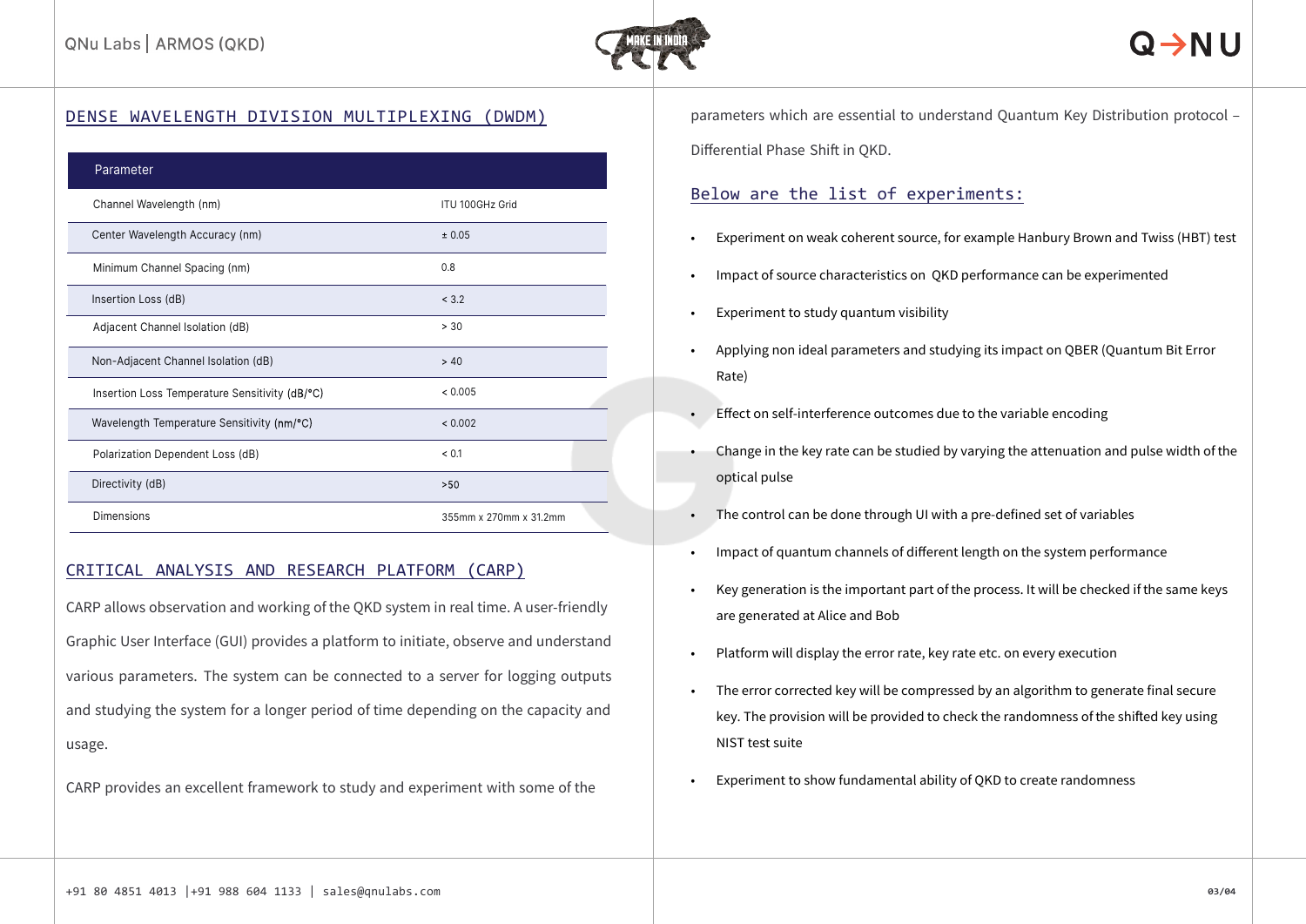## DENSE WAVELENGTH DIVISION MULTIPLEXING (DWDM)

| Parameter | |
|---|---|
| Channel Wavelength (nm) | ITU 100GHz Grid |
| Center Wavelength Accuracy (nm) | ± 0.05 |
| Minimum Channel Spacing (nm) | 0.8 |
| Insertion Loss (dB) | < 3.2 |
| Adjacent Channel Isolation (dB) | > 30 |
| Non-Adjacent Channel Isolation (dB) | > 40 |
| Insertion Loss Temperature Sensitivity (dB/°C) | < 0.005 |
| Wavelength Temperature Sensitivity (nm/°C) | < 0.002 |
| Polarization Dependent Loss (dB) | < 0.1 |
| Directivity (dB) | >50 |
| Dimensions | 355mm x 270mm x 31.2mm |

## CRITICAL ANALYSIS AND RESEARCH PLATFORM (CARP)

CARP allows observation and working of the QKD system in real time. A user-friendly Graphic User Interface (GUI) provides a platform to initiate, observe and understand various parameters. The system can be connected to a server for logging outputs and studying the system for a longer period of time depending on the capacity and usage.

CARP provides an excellent framework to study and experiment with some of the parameters which are essential to understand Quantum Key Distribution protocol – Differential Phase Shift in QKD.

### Below are the list of experiments:

- Experiment on weak coherent source, for example Hanbury Brown and Twiss (HBT) test
- Impact of source characteristics on QKD performance can be experimented
- Experiment to study quantum visibility
- Applying non ideal parameters and studying its impact on QBER (Quantum Bit Error Rate)
- Effect on self-interference outcomes due to the variable encoding
- Change in the key rate can be studied by varying the attenuation and pulse width of the optical pulse
- The control can be done through UI with a pre-defined set of variables
- Impact of quantum channels of different length on the system performance
- Key generation is the important part of the process. It will be checked if the same keys are generated at Alice and Bob
- Platform will display the error rate, key rate etc. on every execution
- The error corrected key will be compressed by an algorithm to generate final secure key. The provision will be provided to check the randomness of the shifted key using NIST test suite
- Experiment to show fundamental ability of QKD to create randomness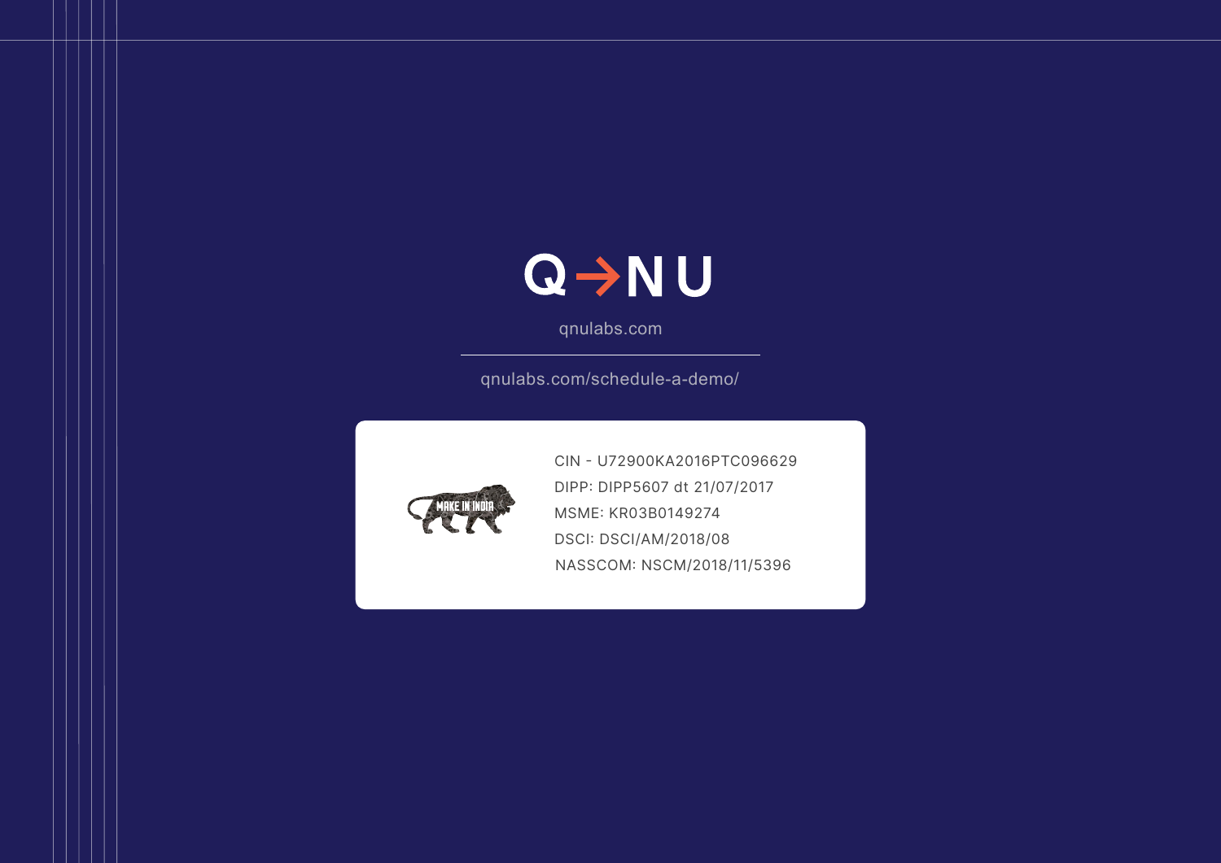QNU

qnulabs.com

qnulabs.com/schedule-a-demo/

MAKE IN INDIA

CIN - U72900KA2016PTC096629

DIPP: DIPP5607 dt 21/07/2017

MSME: KR03B0149274

DSCI: DSCI/AM/2018/08

NASSCOM: NSCM/2018/11/5396